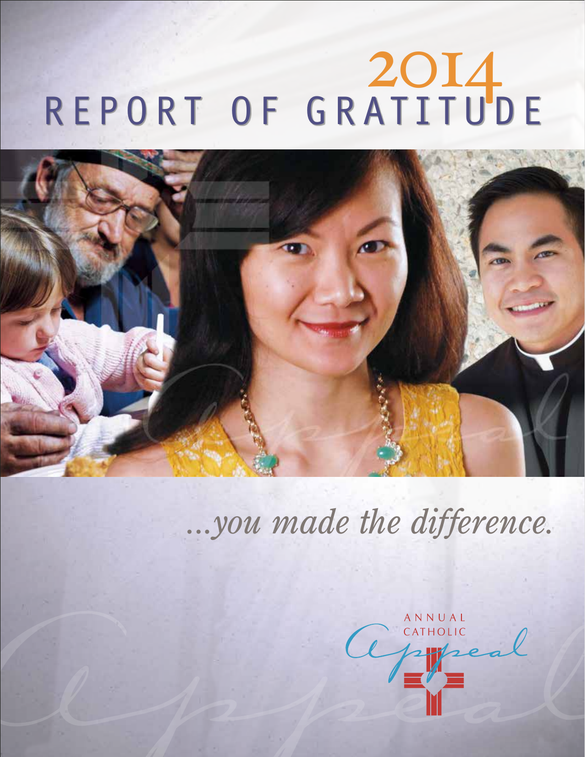# 2014 REPORT OF GRATITUDE

*...you made the difference.*

ANNUAL CATHOLIC Appeal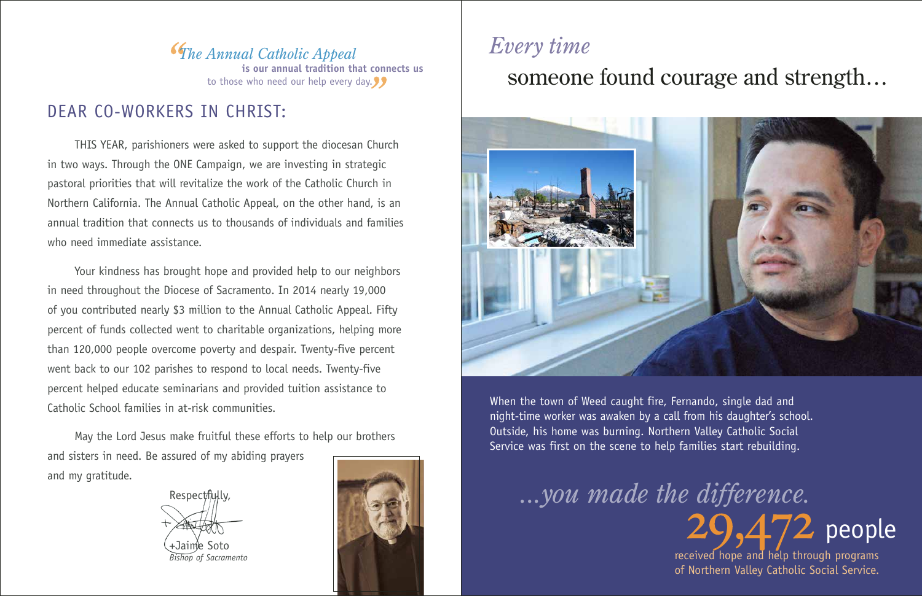> *"The Annual Catholic Appeal* **is our annual tradition that connects us** to those who need our help every day."

## DEAR CO-WORKERS IN CHRIST:

THIS YEAR, parishioners were asked to support the diocesan Church in two ways. Through the ONE Campaign, we are investing in strategic pastoral priorities that will revitalize the work of the Catholic Church in Northern California. The Annual Catholic Appeal, on the other hand, is an annual tradition that connects us to thousands of individuals and families who need immediate assistance.

Your kindness has brought hope and provided help to our neighbors in need throughout the Diocese of Sacramento. In 2014 nearly 19,000 of you contributed nearly $3 million to the Annual Catholic Appeal. Fifty percent of funds collected went to charitable organizations, helping more than 120,000 people overcome poverty and despair. Twenty-five percent went back to our 102 parishes to respond to local needs. Twenty-five percent helped educate seminarians and provided tuition assistance to Catholic School families in at-risk communities.

May the Lord Jesus make fruitful these efforts to help our brothers and sisters in need. Be assured of my abiding prayers and my gratitude.

Respectfully,

+Jaime Soto
*Bishop of Sacramento*

## *Every time* someone found courage and strength…

When the town of Weed caught fire, Fernando, single dad and night-time worker was awaken by a call from his daughter's school. Outside, his home was burning. Northern Valley Catholic Social Service was first on the scene to help families start rebuilding.

*…you made the difference.*

**29,472** people received hope and help through programs of Northern Valley Catholic Social Service.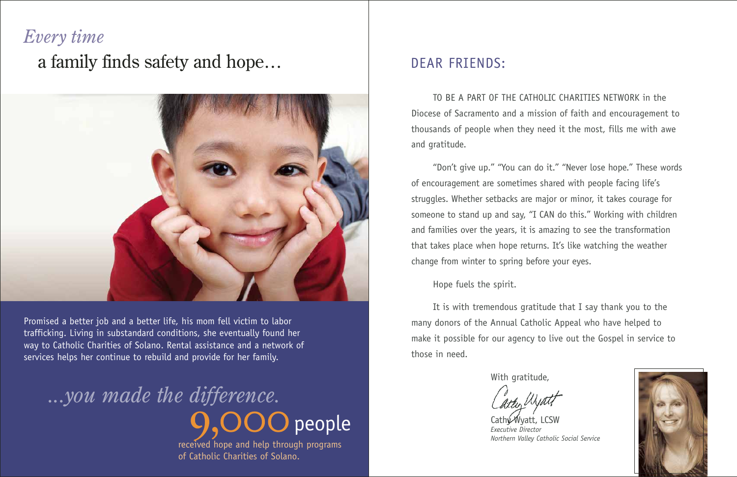# *Every time* a family finds safety and hope…

Promised a better job and a better life, his mom fell victim to labor trafficking. Living in substandard conditions, she eventually found her way to Catholic Charities of Solano. Rental assistance and a network of services helps her continue to rebuild and provide for her family.

*…you made the difference.*

**9,000 people** received hope and help through programs of Catholic Charities of Solano.

## DEAR FRIENDS:

TO BE A PART OF THE CATHOLIC CHARITIES NETWORK in the Diocese of Sacramento and a mission of faith and encouragement to thousands of people when they need it the most, fills me with awe and gratitude.

"Don't give up." "You can do it." "Never lose hope." These words of encouragement are sometimes shared with people facing life's struggles. Whether setbacks are major or minor, it takes courage for someone to stand up and say, "I CAN do this." Working with children and families over the years, it is amazing to see the transformation that takes place when hope returns. It's like watching the weather change from winter to spring before your eyes.

Hope fuels the spirit.

It is with tremendous gratitude that I say thank you to the many donors of the Annual Catholic Appeal who have helped to make it possible for our agency to live out the Gospel in service to those in need.

With gratitude,

Cathy Wyatt, LCSW
*Executive Director*
*Northern Valley Catholic Social Service*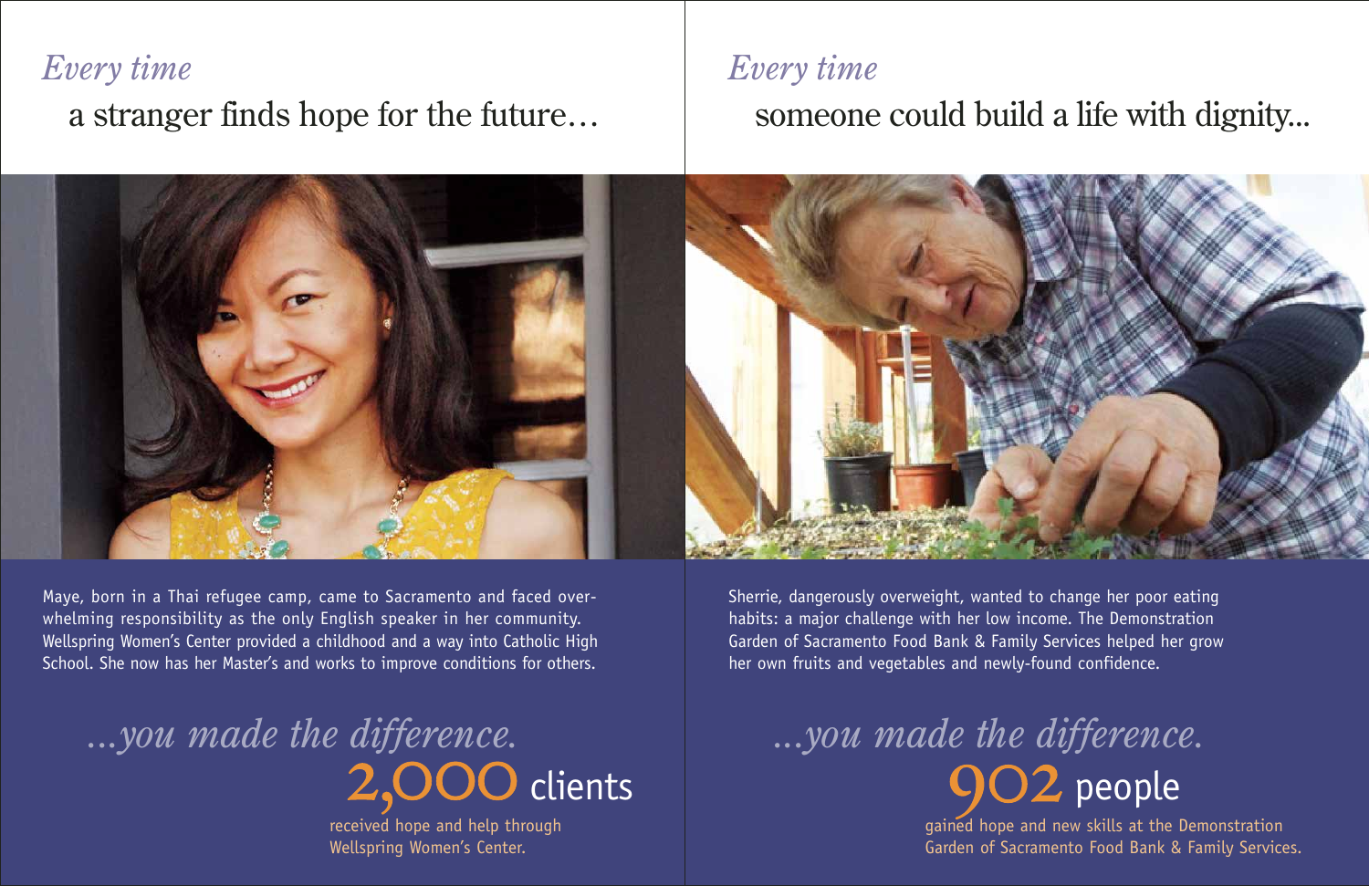*Every time*

a stranger finds hope for the future…

Maye, born in a Thai refugee camp, came to Sacramento and faced overwhelming responsibility as the only English speaker in her community. Wellspring Women's Center provided a childhood and a way into Catholic High School. She now has her Master's and works to improve conditions for others.

*…you made the difference.*

**2,000 clients**

received hope and help through Wellspring Women's Center.

*Every time*

someone could build a life with dignity...

Sherrie, dangerously overweight, wanted to change her poor eating habits: a major challenge with her low income. The Demonstration Garden of Sacramento Food Bank & Family Services helped her grow her own fruits and vegetables and newly-found confidence.

*…you made the difference.*

**902 people**

gained hope and new skills at the Demonstration Garden of Sacramento Food Bank & Family Services.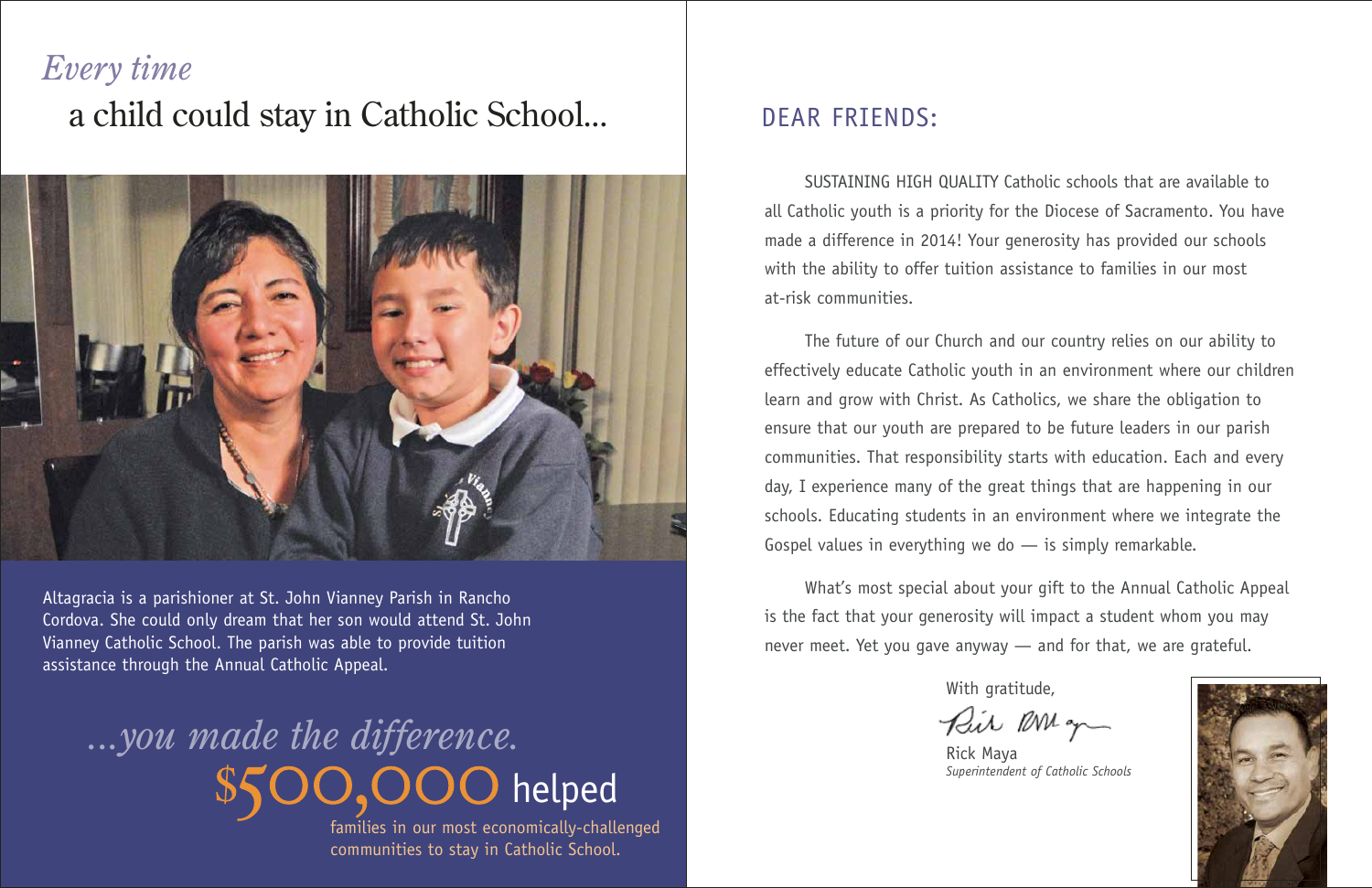*Every time*

# a child could stay in Catholic School...

Altagracia is a parishioner at St. John Vianney Parish in Rancho Cordova. She could only dream that her son would attend St. John Vianney Catholic School. The parish was able to provide tuition assistance through the Annual Catholic Appeal.

*...you made the difference.*

**$500,000 helped** families in our most economically-challenged communities to stay in Catholic School.

## DEAR FRIENDS:

SUSTAINING HIGH QUALITY Catholic schools that are available to all Catholic youth is a priority for the Diocese of Sacramento. You have made a difference in 2014! Your generosity has provided our schools with the ability to offer tuition assistance to families in our most at-risk communities.

The future of our Church and our country relies on our ability to effectively educate Catholic youth in an environment where our children learn and grow with Christ. As Catholics, we share the obligation to ensure that our youth are prepared to be future leaders in our parish communities. That responsibility starts with education. Each and every day, I experience many of the great things that are happening in our schools. Educating students in an environment where we integrate the Gospel values in everything we do — is simply remarkable.

What's most special about your gift to the Annual Catholic Appeal is the fact that your generosity will impact a student whom you may never meet. Yet you gave anyway — and for that, we are grateful.

With gratitude,

Rick Maya
*Superintendent of Catholic Schools*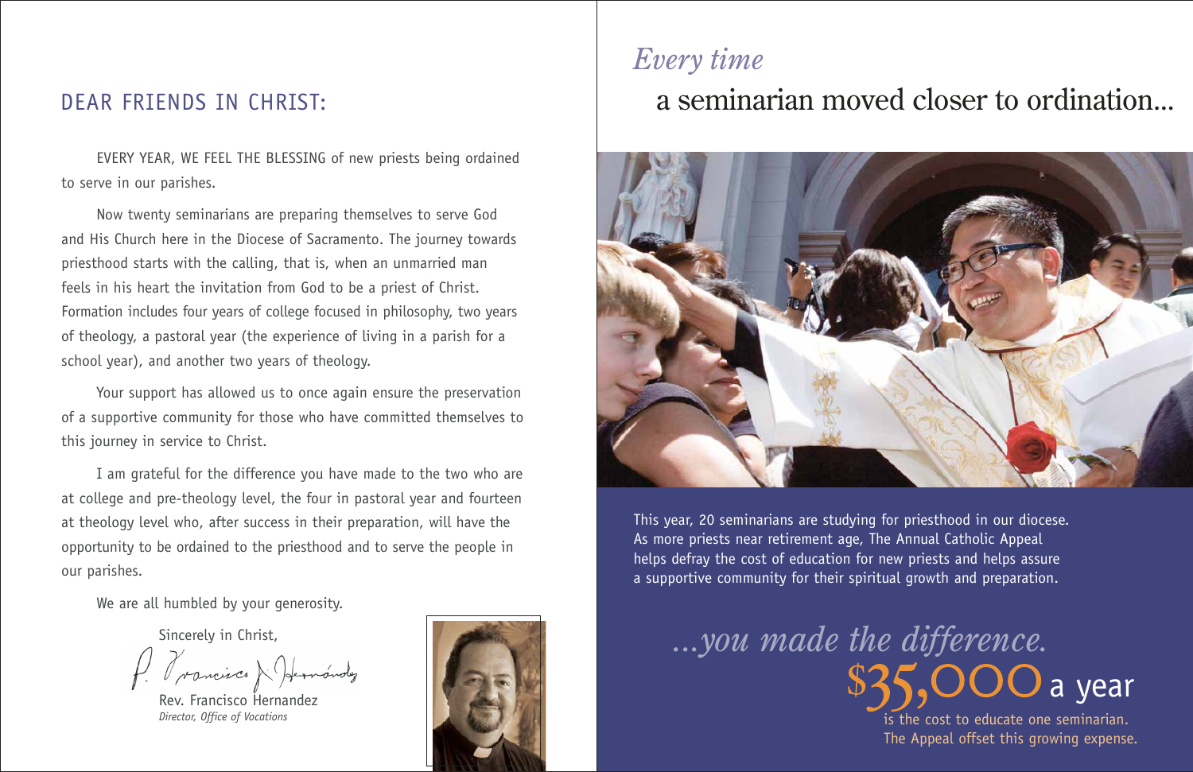## DEAR FRIENDS IN CHRIST:

EVERY YEAR, WE FEEL THE BLESSING of new priests being ordained to serve in our parishes.

Now twenty seminarians are preparing themselves to serve God and His Church here in the Diocese of Sacramento. The journey towards priesthood starts with the calling, that is, when an unmarried man feels in his heart the invitation from God to be a priest of Christ. Formation includes four years of college focused in philosophy, two years of theology, a pastoral year (the experience of living in a parish for a school year), and another two years of theology.

Your support has allowed us to once again ensure the preservation of a supportive community for those who have committed themselves to this journey in service to Christ.

I am grateful for the difference you have made to the two who are at college and pre-theology level, the four in pastoral year and fourteen at theology level who, after success in their preparation, will have the opportunity to be ordained to the priesthood and to serve the people in our parishes.

We are all humbled by your generosity.

Sincerely in Christ,

Rev. Francisco Hernandez
*Director, Office of Vocations*

# *Every time* a seminarian moved closer to ordination...

This year, 20 seminarians are studying for priesthood in our diocese. As more priests near retirement age, The Annual Catholic Appeal helps defray the cost of education for new priests and helps assure a supportive community for their spiritual growth and preparation.

*...you made the difference.*

**$35,000 a year** is the cost to educate one seminarian. The Appeal offset this growing expense.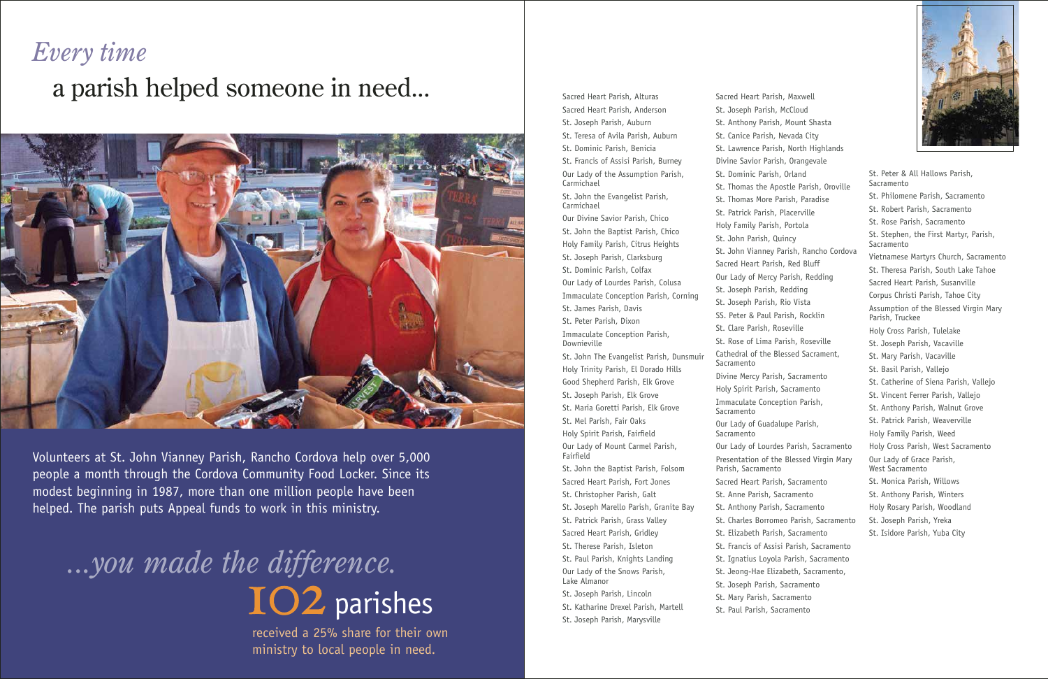# *Every time* a parish helped someone in need...

Volunteers at St. John Vianney Parish, Rancho Cordova help over 5,000 people a month through the Cordova Community Food Locker. Since its modest beginning in 1987, more than one million people have been helped. The parish puts Appeal funds to work in this ministry.

## *...you made the difference.*

## 102 parishes

received a 25% share for their own ministry to local people in need.

Sacred Heart Parish, Alturas
Sacred Heart Parish, Anderson
St. Joseph Parish, Auburn
St. Teresa of Avila Parish, Auburn
St. Dominic Parish, Benicia
St. Francis of Assisi Parish, Burney
Our Lady of the Assumption Parish, Carmichael
St. John the Evangelist Parish, Carmichael
Our Divine Savior Parish, Chico
St. John the Baptist Parish, Chico
Holy Family Parish, Citrus Heights
St. Joseph Parish, Clarksburg
St. Dominic Parish, Colfax
Our Lady of Lourdes Parish, Colusa
Immaculate Conception Parish, Corning
St. James Parish, Davis
St. Peter Parish, Dixon
Immaculate Conception Parish, Downieville
St. John The Evangelist Parish, Dunsmuir
Holy Trinity Parish, El Dorado Hills
Good Shepherd Parish, Elk Grove
St. Joseph Parish, Elk Grove
St. Maria Goretti Parish, Elk Grove
St. Mel Parish, Fair Oaks
Holy Spirit Parish, Fairfield
Our Lady of Mount Carmel Parish, Fairfield
St. John the Baptist Parish, Folsom
Sacred Heart Parish, Fort Jones
St. Christopher Parish, Galt
St. Joseph Marello Parish, Granite Bay
St. Patrick Parish, Grass Valley
Sacred Heart Parish, Gridley
St. Therese Parish, Isleton
St. Paul Parish, Knights Landing
Our Lady of the Snows Parish, Lake Almanor
St. Joseph Parish, Lincoln
St. Katharine Drexel Parish, Martell
St. Joseph Parish, Marysville
Sacred Heart Parish, Maxwell
St. Joseph Parish, McCloud
St. Anthony Parish, Mount Shasta
St. Canice Parish, Nevada City
St. Lawrence Parish, North Highlands
Divine Savior Parish, Orangevale
St. Dominic Parish, Orland
St. Thomas the Apostle Parish, Oroville
St. Thomas More Parish, Paradise
St. Patrick Parish, Placerville
Holy Family Parish, Portola
St. John Parish, Quincy
St. John Vianney Parish, Rancho Cordova
Sacred Heart Parish, Red Bluff
Our Lady of Mercy Parish, Redding
St. Joseph Parish, Redding
St. Joseph Parish, Rio Vista
SS. Peter & Paul Parish, Rocklin
St. Clare Parish, Roseville
St. Rose of Lima Parish, Roseville
Cathedral of the Blessed Sacrament, Sacramento
Divine Mercy Parish, Sacramento
Holy Spirit Parish, Sacramento
Immaculate Conception Parish, Sacramento
Our Lady of Guadalupe Parish, Sacramento
Our Lady of Lourdes Parish, Sacramento
Presentation of the Blessed Virgin Mary Parish, Sacramento
Sacred Heart Parish, Sacramento
St. Anne Parish, Sacramento
St. Anthony Parish, Sacramento
St. Charles Borromeo Parish, Sacramento
St. Elizabeth Parish, Sacramento
St. Francis of Assisi Parish, Sacramento
St. Ignatius Loyola Parish, Sacramento
St. Jeong-Hae Elizabeth, Sacramento,
St. Joseph Parish, Sacramento
St. Mary Parish, Sacramento
St. Paul Parish, Sacramento
St. Peter & All Hallows Parish, Sacramento
St. Philomene Parish, Sacramento
St. Robert Parish, Sacramento
St. Rose Parish, Sacramento
St. Stephen, the First Martyr, Parish, Sacramento
Vietnamese Martyrs Church, Sacramento
St. Theresa Parish, South Lake Tahoe
Sacred Heart Parish, Susanville
Corpus Christi Parish, Tahoe City
Assumption of the Blessed Virgin Mary Parish, Truckee
Holy Cross Parish, Tulelake
St. Joseph Parish, Vacaville
St. Mary Parish, Vacaville
St. Basil Parish, Vallejo
St. Catherine of Siena Parish, Vallejo
St. Vincent Ferrer Parish, Vallejo
St. Anthony Parish, Walnut Grove
St. Patrick Parish, Weaverville
Holy Family Parish, Weed
Holy Cross Parish, West Sacramento
Our Lady of Grace Parish, West Sacramento
St. Monica Parish, Willows
St. Anthony Parish, Winters
Holy Rosary Parish, Woodland
St. Joseph Parish, Yreka
St. Isidore Parish, Yuba City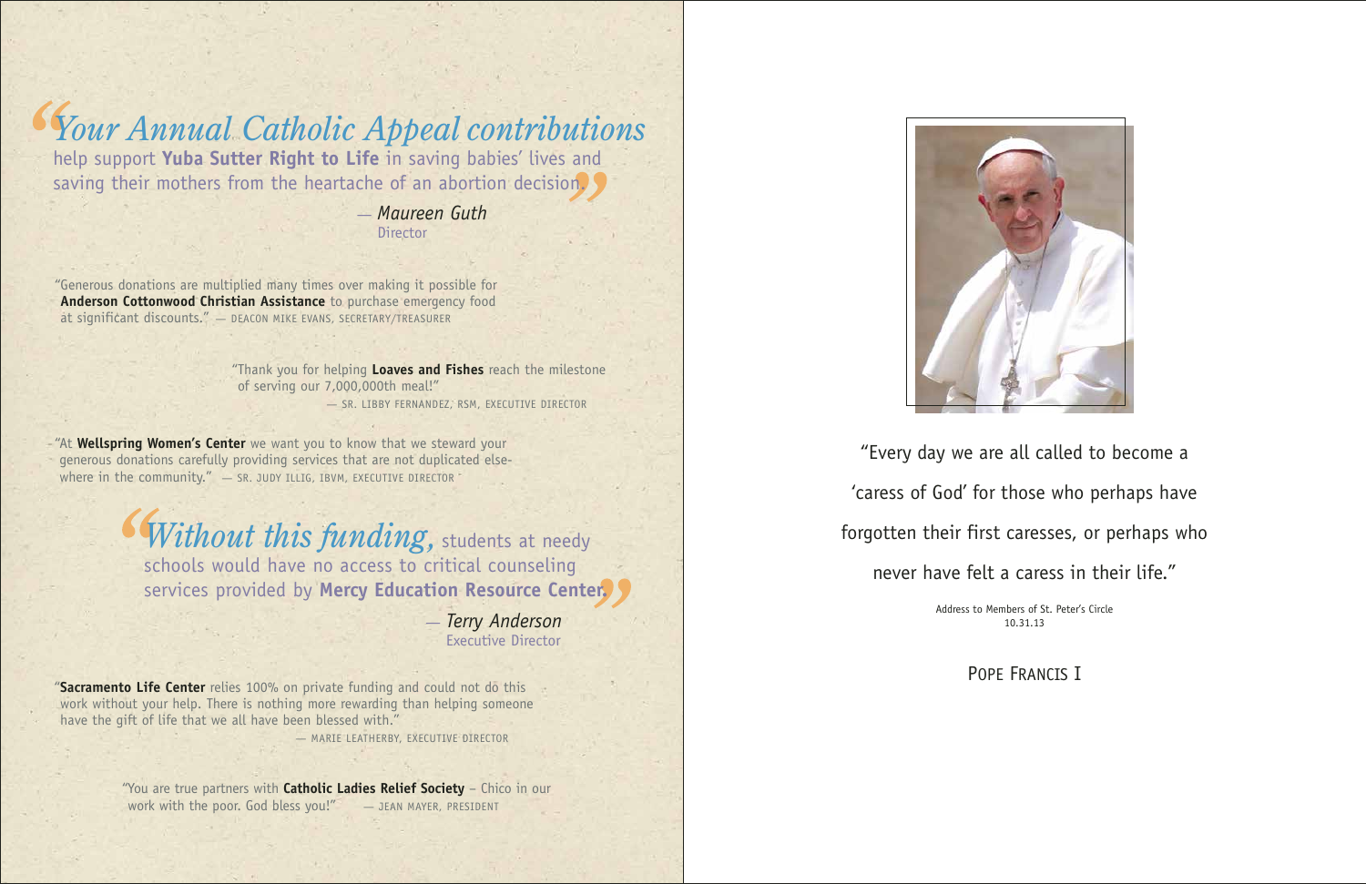*"Your Annual Catholic Appeal contributions* help support **Yuba Sutter Right to Life** in saving babies' lives and saving their mothers from the heartache of an abortion decision."

— *Maureen Guth*
Director

"Generous donations are multiplied many times over making it possible for **Anderson Cottonwood Christian Assistance** to purchase emergency food at significant discounts." — DEACON MIKE EVANS, SECRETARY/TREASURER

"Thank you for helping **Loaves and Fishes** reach the milestone of serving our 7,000,000th meal!"
— SR. LIBBY FERNANDEZ, RSM, EXECUTIVE DIRECTOR

"At **Wellspring Women's Center** we want you to know that we steward your generous donations carefully providing services that are not duplicated elsewhere in the community." — SR. JUDY ILLIG, IBVM, EXECUTIVE DIRECTOR

*"Without this funding,* students at needy schools would have no access to critical counseling services provided by **Mercy Education Resource Center.**"

— *Terry Anderson*
Executive Director

"**Sacramento Life Center** relies 100% on private funding and could not do this work without your help. There is nothing more rewarding than helping someone have the gift of life that we all have been blessed with."
— MARIE LEATHERBY, EXECUTIVE DIRECTOR

"You are true partners with **Catholic Ladies Relief Society** – Chico in our work with the poor. God bless you!" — JEAN MAYER, PRESIDENT

"Every day we are all called to become a 'caress of God' for those who perhaps have forgotten their first caresses, or perhaps who never have felt a caress in their life."

Address to Members of St. Peter's Circle
10.31.13

POPE FRANCIS I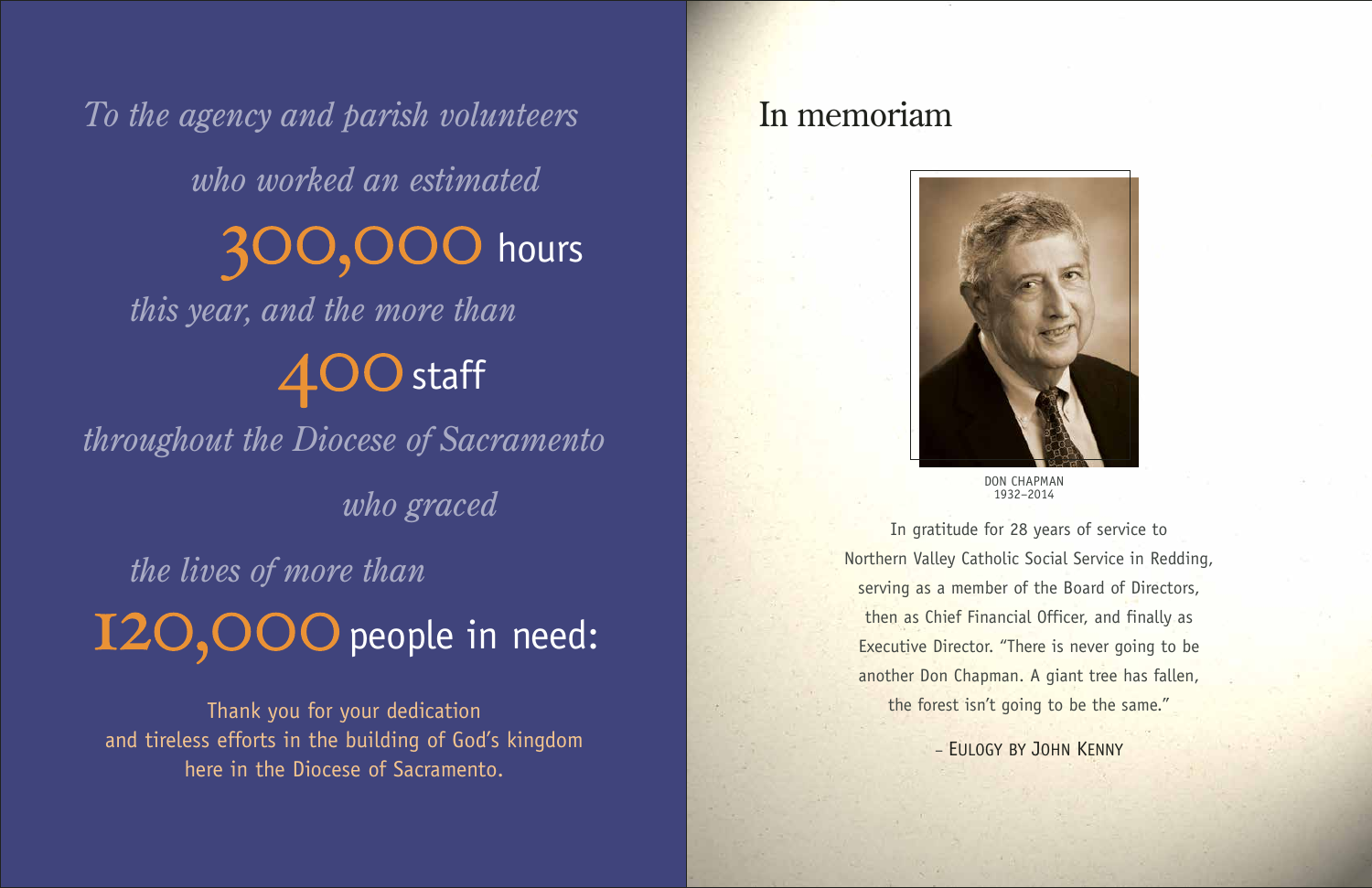*To the agency and parish volunteers*

*who worked an estimated*

**300,000** hours

*this year, and the more than*

**400** staff

*throughout the Diocese of Sacramento*

*who graced*

*the lives of more than*

**120,000** people in need:

Thank you for your dedication and tireless efforts in the building of God's kingdom here in the Diocese of Sacramento.

# In memoriam

DON CHAPMAN
1932–2014

In gratitude for 28 years of service to Northern Valley Catholic Social Service in Redding, serving as a member of the Board of Directors, then as Chief Financial Officer, and finally as Executive Director. "There is never going to be another Don Chapman. A giant tree has fallen, the forest isn't going to be the same."

– Eulogy by John Kenny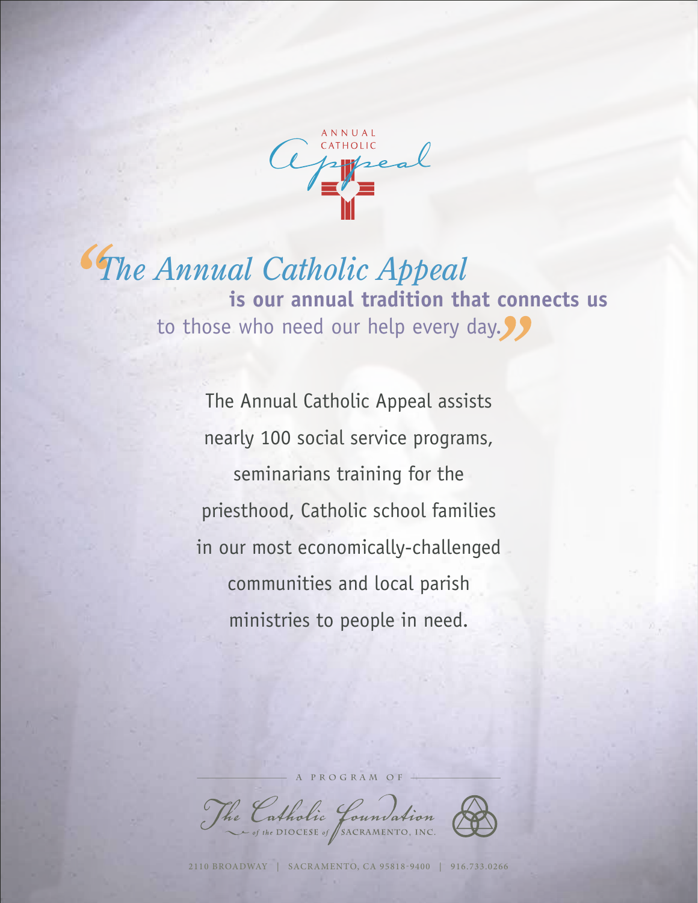ANNUAL CATHOLIC Appeal

*"The Annual Catholic Appeal* **is our annual tradition that connects us** to those who need our help every day."

The Annual Catholic Appeal assists nearly 100 social service programs, seminarians training for the priesthood, Catholic school families in our most economically-challenged communities and local parish ministries to people in need.

A PROGRAM OF

The Catholic Foundation of the DIOCESE of SACRAMENTO, INC.

2110 BROADWAY | SACRAMENTO, CA 95818-9400 | 916.733.0266